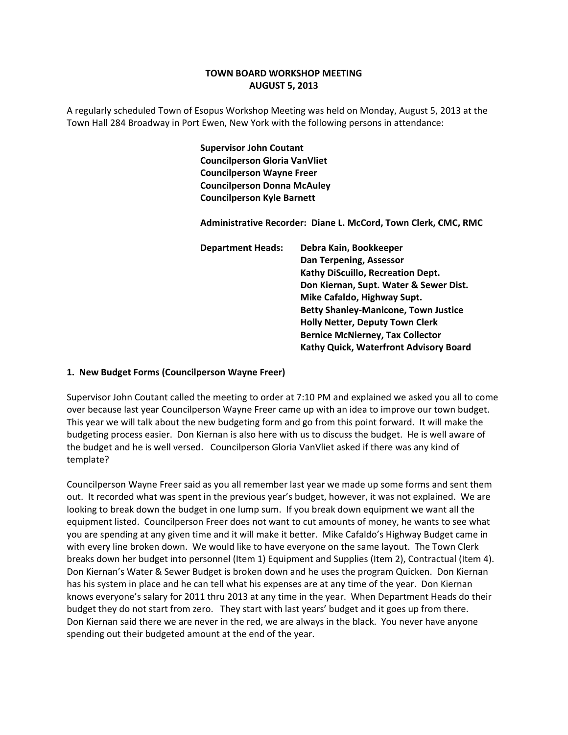# TOWN BOARD WORKSHOP MEETING
## AUGUST 5, 2013

A regularly scheduled Town of Esopus Workshop Meeting was held on Monday, August 5, 2013 at the Town Hall 284 Broadway in Port Ewen, New York with the following persons in attendance:

**Supervisor John Coutant**
**Councilperson Gloria VanVliet**
**Councilperson Wayne Freer**
**Councilperson Donna McAuley**
**Councilperson Kyle Barnett**

**Administrative Recorder: Diane L. McCord, Town Clerk, CMC, RMC**

**Department Heads:**
**Debra Kain, Bookkeeper**
**Dan Terpening, Assessor**
**Kathy DiScuillo, Recreation Dept.**
**Don Kiernan, Supt. Water & Sewer Dist.**
**Mike Cafaldo, Highway Supt.**
**Betty Shanley-Manicone, Town Justice**
**Holly Netter, Deputy Town Clerk**
**Bernice McNierney, Tax Collector**
**Kathy Quick, Waterfront Advisory Board**

### 1. New Budget Forms (Councilperson Wayne Freer)

Supervisor John Coutant called the meeting to order at 7:10 PM and explained we asked you all to come over because last year Councilperson Wayne Freer came up with an idea to improve our town budget. This year we will talk about the new budgeting form and go from this point forward. It will make the budgeting process easier. Don Kiernan is also here with us to discuss the budget. He is well aware of the budget and he is well versed. Councilperson Gloria VanVliet asked if there was any kind of template?

Councilperson Wayne Freer said as you all remember last year we made up some forms and sent them out. It recorded what was spent in the previous year's budget, however, it was not explained. We are looking to break down the budget in one lump sum. If you break down equipment we want all the equipment listed. Councilperson Freer does not want to cut amounts of money, he wants to see what you are spending at any given time and it will make it better. Mike Cafaldo's Highway Budget came in with every line broken down. We would like to have everyone on the same layout. The Town Clerk breaks down her budget into personnel (Item 1) Equipment and Supplies (Item 2), Contractual (Item 4). Don Kiernan's Water & Sewer Budget is broken down and he uses the program Quicken. Don Kiernan has his system in place and he can tell what his expenses are at any time of the year. Don Kiernan knows everyone's salary for 2011 thru 2013 at any time in the year. When Department Heads do their budget they do not start from zero. They start with last years' budget and it goes up from there. Don Kiernan said there we are never in the red, we are always in the black. You never have anyone spending out their budgeted amount at the end of the year.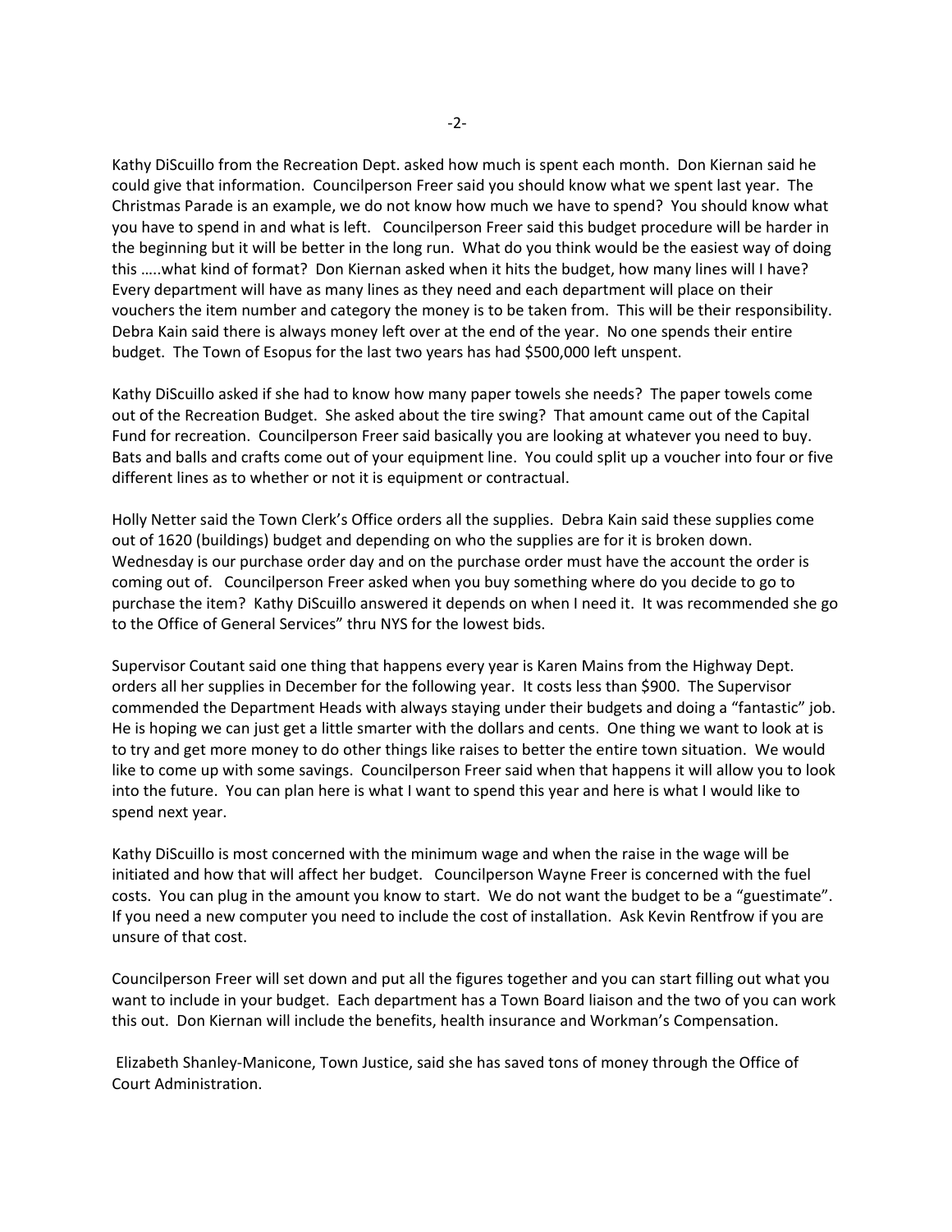Kathy DiScuillo from the Recreation Dept. asked how much is spent each month. Don Kiernan said he could give that information. Councilperson Freer said you should know what we spent last year. The Christmas Parade is an example, we do not know how much we have to spend? You should know what you have to spend in and what is left. Councilperson Freer said this budget procedure will be harder in the beginning but it will be better in the long run. What do you think would be the easiest way of doing this …..what kind of format? Don Kiernan asked when it hits the budget, how many lines will I have? Every department will have as many lines as they need and each department will place on their vouchers the item number and category the money is to be taken from. This will be their responsibility. Debra Kain said there is always money left over at the end of the year. No one spends their entire budget. The Town of Esopus for the last two years has had $500,000 left unspent.

Kathy DiScuillo asked if she had to know how many paper towels she needs? The paper towels come out of the Recreation Budget. She asked about the tire swing? That amount came out of the Capital Fund for recreation. Councilperson Freer said basically you are looking at whatever you need to buy. Bats and balls and crafts come out of your equipment line. You could split up a voucher into four or five different lines as to whether or not it is equipment or contractual.

Holly Netter said the Town Clerk's Office orders all the supplies. Debra Kain said these supplies come out of 1620 (buildings) budget and depending on who the supplies are for it is broken down. Wednesday is our purchase order day and on the purchase order must have the account the order is coming out of. Councilperson Freer asked when you buy something where do you decide to go to purchase the item? Kathy DiScuillo answered it depends on when I need it. It was recommended she go to the Office of General Services" thru NYS for the lowest bids.

Supervisor Coutant said one thing that happens every year is Karen Mains from the Highway Dept. orders all her supplies in December for the following year. It costs less than $900. The Supervisor commended the Department Heads with always staying under their budgets and doing a "fantastic" job. He is hoping we can just get a little smarter with the dollars and cents. One thing we want to look at is to try and get more money to do other things like raises to better the entire town situation. We would like to come up with some savings. Councilperson Freer said when that happens it will allow you to look into the future. You can plan here is what I want to spend this year and here is what I would like to spend next year.

Kathy DiScuillo is most concerned with the minimum wage and when the raise in the wage will be initiated and how that will affect her budget. Councilperson Wayne Freer is concerned with the fuel costs. You can plug in the amount you know to start. We do not want the budget to be a "guestimate". If you need a new computer you need to include the cost of installation. Ask Kevin Rentfrow if you are unsure of that cost.

Councilperson Freer will set down and put all the figures together and you can start filling out what you want to include in your budget. Each department has a Town Board liaison and the two of you can work this out. Don Kiernan will include the benefits, health insurance and Workman's Compensation.

Elizabeth Shanley-Manicone, Town Justice, said she has saved tons of money through the Office of Court Administration.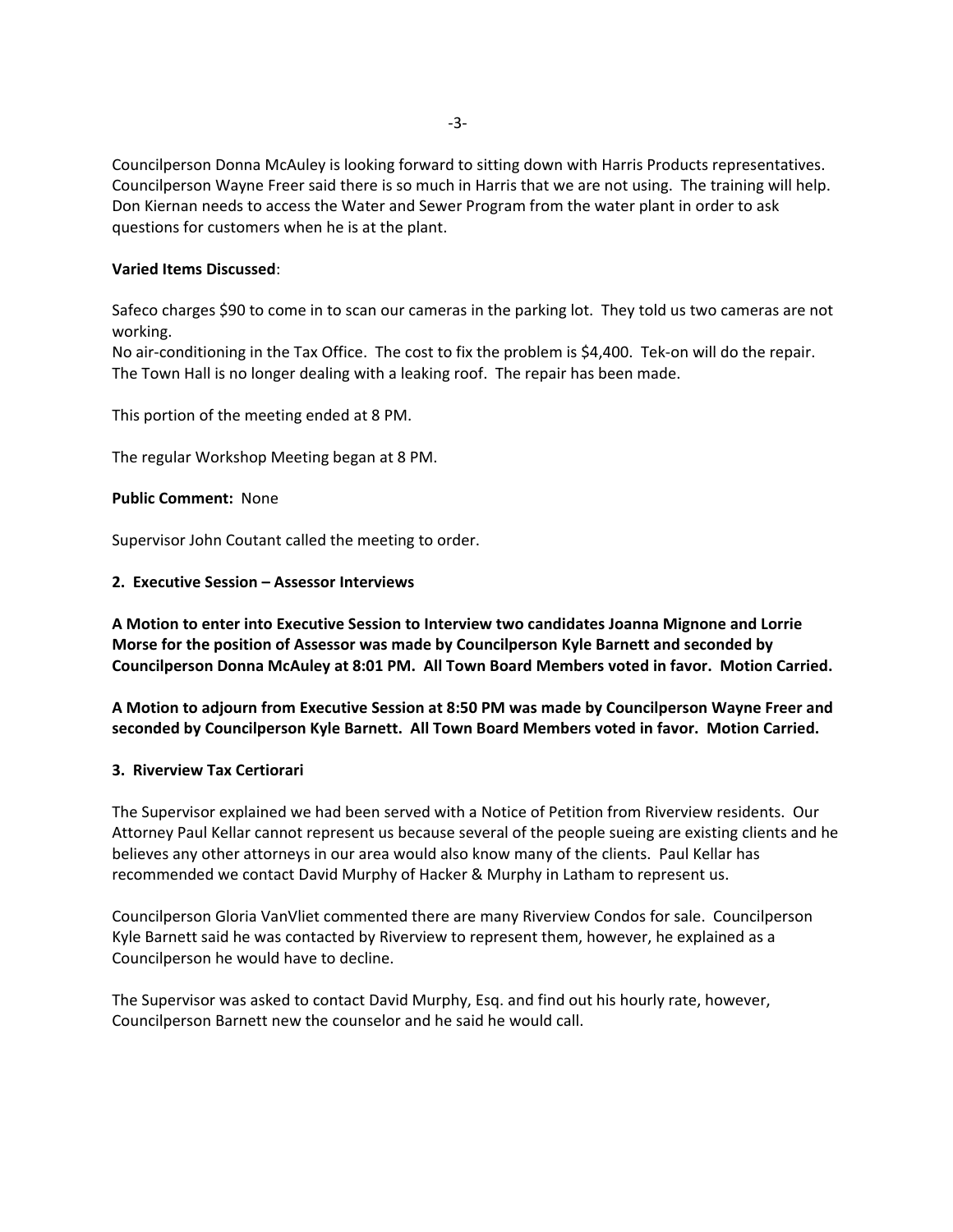Councilperson Donna McAuley is looking forward to sitting down with Harris Products representatives. Councilperson Wayne Freer said there is so much in Harris that we are not using. The training will help. Don Kiernan needs to access the Water and Sewer Program from the water plant in order to ask questions for customers when he is at the plant.

**Varied Items Discussed**:

Safeco charges $90 to come in to scan our cameras in the parking lot. They told us two cameras are not working.
No air-conditioning in the Tax Office. The cost to fix the problem is $4,400. Tek-on will do the repair.
The Town Hall is no longer dealing with a leaking roof. The repair has been made.

This portion of the meeting ended at 8 PM.

The regular Workshop Meeting began at 8 PM.

**Public Comment:** None

Supervisor John Coutant called the meeting to order.

**2. Executive Session – Assessor Interviews**

**A Motion to enter into Executive Session to Interview two candidates Joanna Mignone and Lorrie Morse for the position of Assessor was made by Councilperson Kyle Barnett and seconded by Councilperson Donna McAuley at 8:01 PM. All Town Board Members voted in favor. Motion Carried.**

**A Motion to adjourn from Executive Session at 8:50 PM was made by Councilperson Wayne Freer and seconded by Councilperson Kyle Barnett. All Town Board Members voted in favor. Motion Carried.**

**3. Riverview Tax Certiorari**

The Supervisor explained we had been served with a Notice of Petition from Riverview residents. Our Attorney Paul Kellar cannot represent us because several of the people sueing are existing clients and he believes any other attorneys in our area would also know many of the clients. Paul Kellar has recommended we contact David Murphy of Hacker & Murphy in Latham to represent us.

Councilperson Gloria VanVliet commented there are many Riverview Condos for sale. Councilperson Kyle Barnett said he was contacted by Riverview to represent them, however, he explained as a Councilperson he would have to decline.

The Supervisor was asked to contact David Murphy, Esq. and find out his hourly rate, however, Councilperson Barnett new the counselor and he said he would call.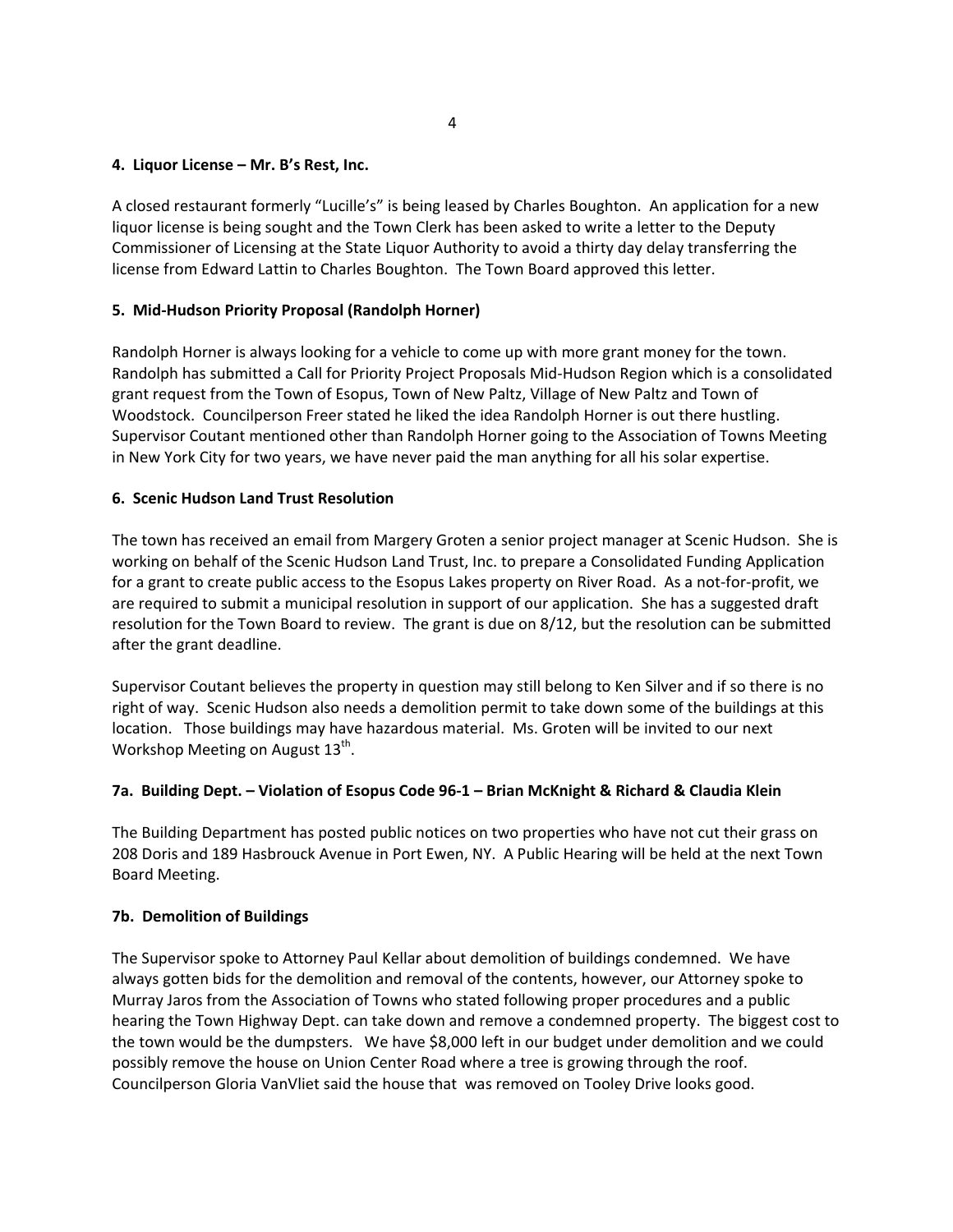**4. Liquor License – Mr. B's Rest, Inc.**

A closed restaurant formerly "Lucille's" is being leased by Charles Boughton. An application for a new liquor license is being sought and the Town Clerk has been asked to write a letter to the Deputy Commissioner of Licensing at the State Liquor Authority to avoid a thirty day delay transferring the license from Edward Lattin to Charles Boughton. The Town Board approved this letter.

**5. Mid-Hudson Priority Proposal (Randolph Horner)**

Randolph Horner is always looking for a vehicle to come up with more grant money for the town. Randolph has submitted a Call for Priority Project Proposals Mid-Hudson Region which is a consolidated grant request from the Town of Esopus, Town of New Paltz, Village of New Paltz and Town of Woodstock. Councilperson Freer stated he liked the idea Randolph Horner is out there hustling. Supervisor Coutant mentioned other than Randolph Horner going to the Association of Towns Meeting in New York City for two years, we have never paid the man anything for all his solar expertise.

**6. Scenic Hudson Land Trust Resolution**

The town has received an email from Margery Groten a senior project manager at Scenic Hudson. She is working on behalf of the Scenic Hudson Land Trust, Inc. to prepare a Consolidated Funding Application for a grant to create public access to the Esopus Lakes property on River Road. As a not-for-profit, we are required to submit a municipal resolution in support of our application. She has a suggested draft resolution for the Town Board to review. The grant is due on 8/12, but the resolution can be submitted after the grant deadline.

Supervisor Coutant believes the property in question may still belong to Ken Silver and if so there is no right of way. Scenic Hudson also needs a demolition permit to take down some of the buildings at this location. Those buildings may have hazardous material. Ms. Groten will be invited to our next Workshop Meeting on August 13th.

**7a. Building Dept. – Violation of Esopus Code 96-1 – Brian McKnight & Richard & Claudia Klein**

The Building Department has posted public notices on two properties who have not cut their grass on 208 Doris and 189 Hasbrouck Avenue in Port Ewen, NY. A Public Hearing will be held at the next Town Board Meeting.

**7b. Demolition of Buildings**

The Supervisor spoke to Attorney Paul Kellar about demolition of buildings condemned. We have always gotten bids for the demolition and removal of the contents, however, our Attorney spoke to Murray Jaros from the Association of Towns who stated following proper procedures and a public hearing the Town Highway Dept. can take down and remove a condemned property. The biggest cost to the town would be the dumpsters. We have $8,000 left in our budget under demolition and we could possibly remove the house on Union Center Road where a tree is growing through the roof. Councilperson Gloria VanVliet said the house that was removed on Tooley Drive looks good.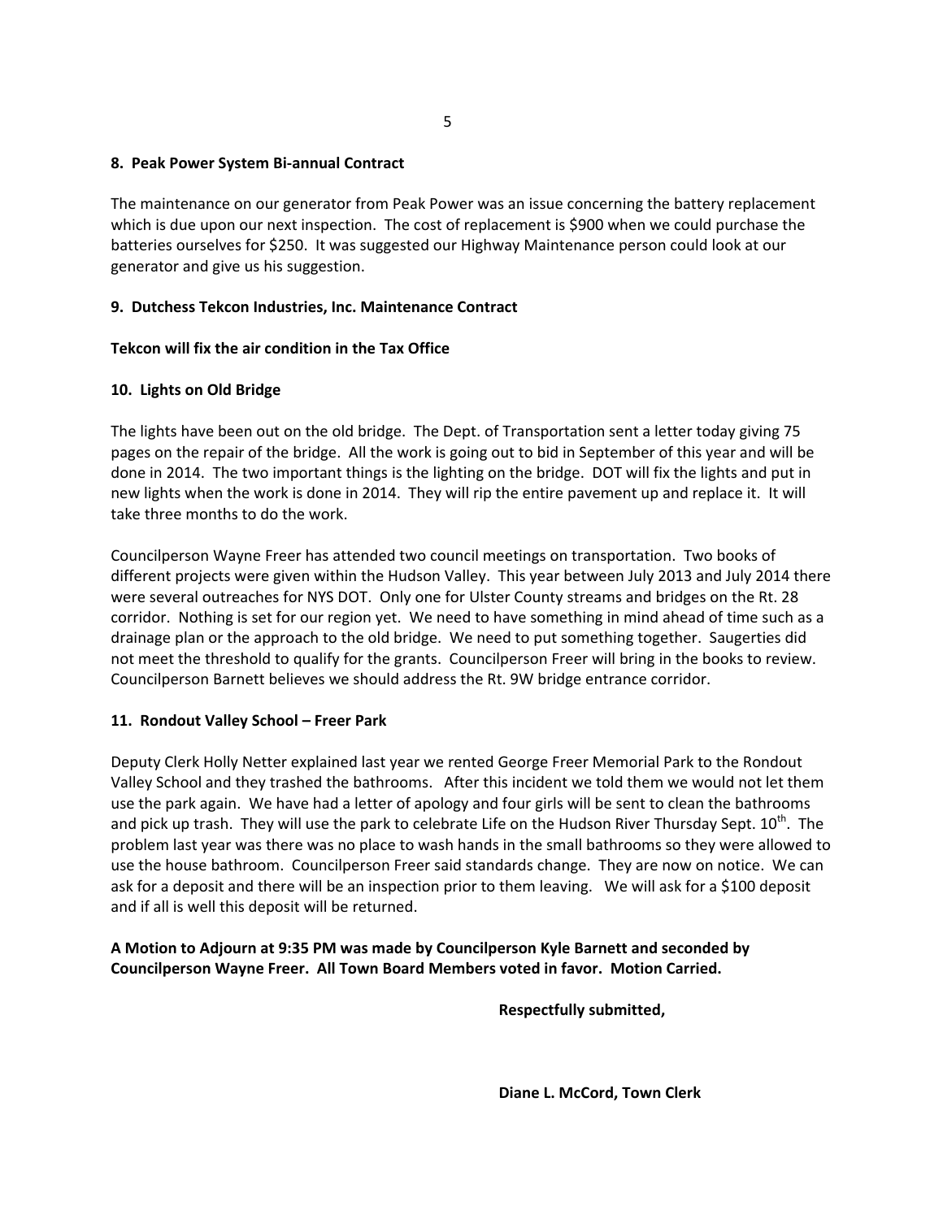**8. Peak Power System Bi-annual Contract**

The maintenance on our generator from Peak Power was an issue concerning the battery replacement which is due upon our next inspection. The cost of replacement is $900 when we could purchase the batteries ourselves for $250. It was suggested our Highway Maintenance person could look at our generator and give us his suggestion.

**9. Dutchess Tekcon Industries, Inc. Maintenance Contract**

**Tekcon will fix the air condition in the Tax Office**

**10. Lights on Old Bridge**

The lights have been out on the old bridge. The Dept. of Transportation sent a letter today giving 75 pages on the repair of the bridge. All the work is going out to bid in September of this year and will be done in 2014. The two important things is the lighting on the bridge. DOT will fix the lights and put in new lights when the work is done in 2014. They will rip the entire pavement up and replace it. It will take three months to do the work.

Councilperson Wayne Freer has attended two council meetings on transportation. Two books of different projects were given within the Hudson Valley. This year between July 2013 and July 2014 there were several outreaches for NYS DOT. Only one for Ulster County streams and bridges on the Rt. 28 corridor. Nothing is set for our region yet. We need to have something in mind ahead of time such as a drainage plan or the approach to the old bridge. We need to put something together. Saugerties did not meet the threshold to qualify for the grants. Councilperson Freer will bring in the books to review. Councilperson Barnett believes we should address the Rt. 9W bridge entrance corridor.

**11. Rondout Valley School – Freer Park**

Deputy Clerk Holly Netter explained last year we rented George Freer Memorial Park to the Rondout Valley School and they trashed the bathrooms. After this incident we told them we would not let them use the park again. We have had a letter of apology and four girls will be sent to clean the bathrooms and pick up trash. They will use the park to celebrate Life on the Hudson River Thursday Sept. 10th. The problem last year was there was no place to wash hands in the small bathrooms so they were allowed to use the house bathroom. Councilperson Freer said standards change. They are now on notice. We can ask for a deposit and there will be an inspection prior to them leaving. We will ask for a $100 deposit and if all is well this deposit will be returned.

**A Motion to Adjourn at 9:35 PM was made by Councilperson Kyle Barnett and seconded by Councilperson Wayne Freer. All Town Board Members voted in favor. Motion Carried.**

**Respectfully submitted,**

**Diane L. McCord, Town Clerk**